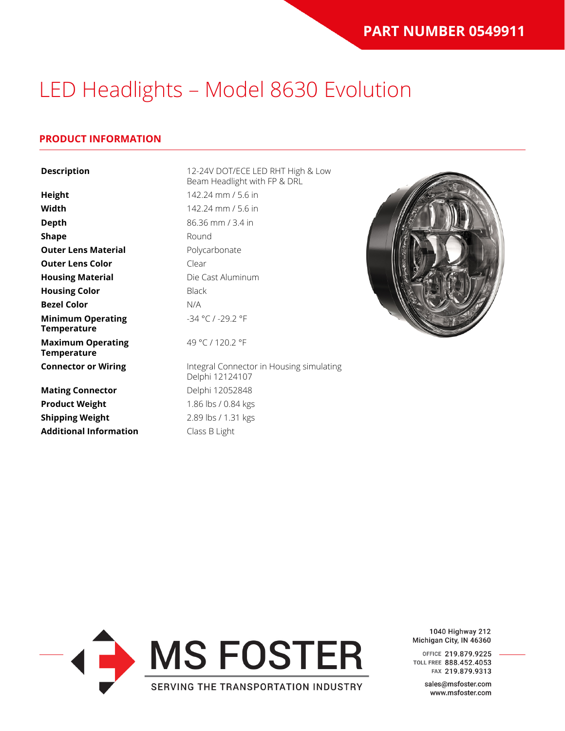**PART NUMBER 0549911**

# LED Headlights – Model 8630 Evolution

## PRODUCT INFORMATION

| | |
|---|---|
| **Description** | 12-24V DOT/ECE LED RHT High & Low Beam Headlight with FP & DRL |
| **Height** | 142.24 mm / 5.6 in |
| **Width** | 142.24 mm / 5.6 in |
| **Depth** | 86.36 mm / 3.4 in |
| **Shape** | Round |
| **Outer Lens Material** | Polycarbonate |
| **Outer Lens Color** | Clear |
| **Housing Material** | Die Cast Aluminum |
| **Housing Color** | Black |
| **Bezel Color** | N/A |
| **Minimum Operating Temperature** | -34 °C / -29.2 °F |
| **Maximum Operating Temperature** | 49 °C / 120.2 °F |
| **Connector or Wiring** | Integral Connector in Housing simulating Delphi 12124107 |
| **Mating Connector** | Delphi 12052848 |
| **Product Weight** | 1.86 lbs / 0.84 kgs |
| **Shipping Weight** | 2.89 lbs / 1.31 kgs |
| **Additional Information** | Class B Light |

MS FOSTER
SERVING THE TRANSPORTATION INDUSTRY

1040 Highway 212
Michigan City, IN 46360

OFFICE 219.879.9225
TOLL FREE 888.452.4053
FAX 219.879.9313

sales@msfoster.com
www.msfoster.com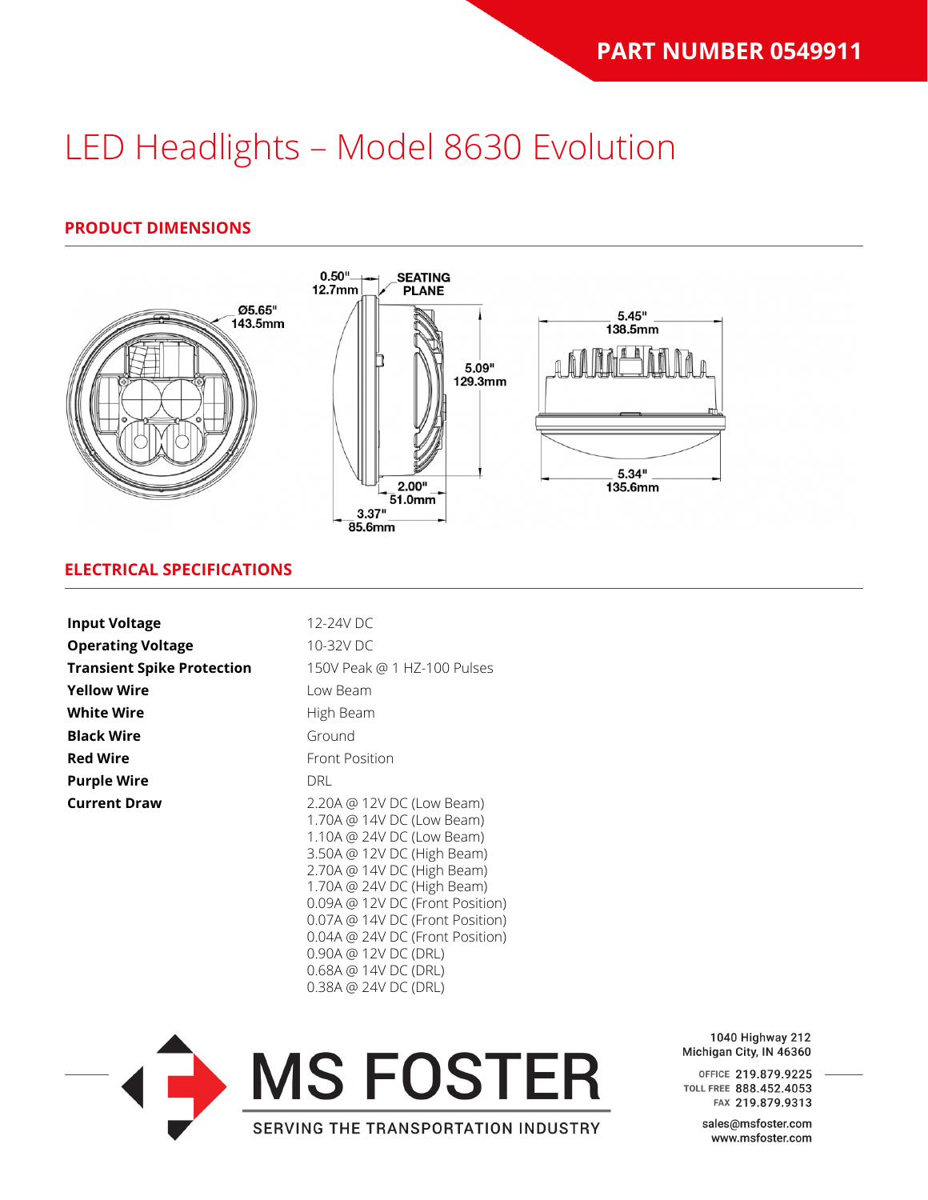**PART NUMBER 0549911**

# LED Headlights – Model 8630 Evolution

## PRODUCT DIMENSIONS

Ø5.65"
143.5mm

0.50"
12.7mm

SEATING PLANE

5.09"
129.3mm

2.00"
51.0mm

3.37"
85.6mm

5.45"
138.5mm

5.34"
135.6mm

## ELECTRICAL SPECIFICATIONS

| | |
|---|---|
| **Input Voltage** | 12-24V DC |
| **Operating Voltage** | 10-32V DC |
| **Transient Spike Protection** | 150V Peak @ 1 HZ-100 Pulses |
| **Yellow Wire** | Low Beam |
| **White Wire** | High Beam |
| **Black Wire** | Ground |
| **Red Wire** | Front Position |
| **Purple Wire** | DRL |
| **Current Draw** | 2.20A @ 12V DC (Low Beam)<br>1.70A @ 14V DC (Low Beam)<br>1.10A @ 24V DC (Low Beam)<br>3.50A @ 12V DC (High Beam)<br>2.70A @ 14V DC (High Beam)<br>1.70A @ 24V DC (High Beam)<br>0.09A @ 12V DC (Front Position)<br>0.07A @ 14V DC (Front Position)<br>0.04A @ 24V DC (Front Position)<br>0.90A @ 12V DC (DRL)<br>0.68A @ 14V DC (DRL)<br>0.38A @ 24V DC (DRL) |

MS FOSTER
SERVING THE TRANSPORTATION INDUSTRY

1040 Highway 212
Michigan City, IN 46360

OFFICE 219.879.9225
TOLL FREE 888.452.4053
FAX 219.879.9313

sales@msfoster.com
www.msfoster.com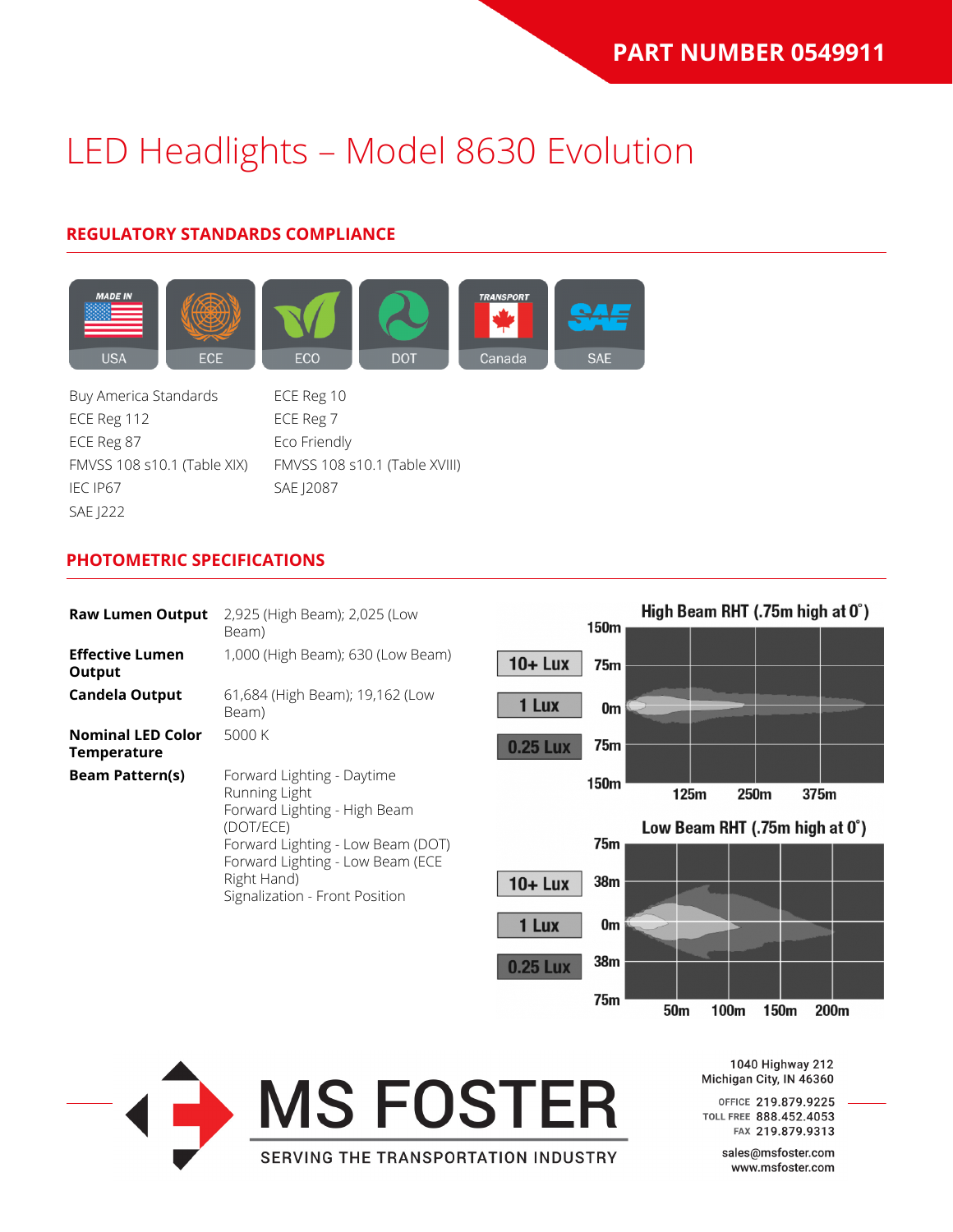**PART NUMBER 0549911**

# LED Headlights – Model 8630 Evolution

## REGULATORY STANDARDS COMPLIANCE

USA | ECE | ECO | DOT | Canada | SAE

- Buy America Standards
- ECE Reg 112
- ECE Reg 87
- FMVSS 108 s10.1 (Table XIX)
- IEC IP67
- SAE J222
- ECE Reg 10
- ECE Reg 7
- Eco Friendly
- FMVSS 108 s10.1 (Table XVIII)
- SAE J2087

## PHOTOMETRIC SPECIFICATIONS

| | |
|---|---|
| **Raw Lumen Output** | 2,925 (High Beam); 2,025 (Low Beam) |
| **Effective Lumen Output** | 1,000 (High Beam); 630 (Low Beam) |
| **Candela Output** | 61,684 (High Beam); 19,162 (Low Beam) |
| **Nominal LED Color Temperature** | 5000 K |
| **Beam Pattern(s)** | Forward Lighting - Daytime Running Light<br>Forward Lighting - High Beam (DOT/ECE)<br>Forward Lighting - Low Beam (DOT)<br>Forward Lighting - Low Beam (ECE Right Hand)<br>Signalization - Front Position |

High Beam RHT (.75m high at 0˚)

10+ Lux | 1 Lux | 0.25 Lux

150m, 75m, 0m, 75m, 150m — 125m, 250m, 375m

Low Beam RHT (.75m high at 0˚)

10+ Lux | 1 Lux | 0.25 Lux

75m, 38m, 0m, 38m, 75m — 50m, 100m, 150m, 200m

MS FOSTER
SERVING THE TRANSPORTATION INDUSTRY

1040 Highway 212
Michigan City, IN 46360

OFFICE 219.879.9225
TOLL FREE 888.452.4053
FAX 219.879.9313

sales@msfoster.com
www.msfoster.com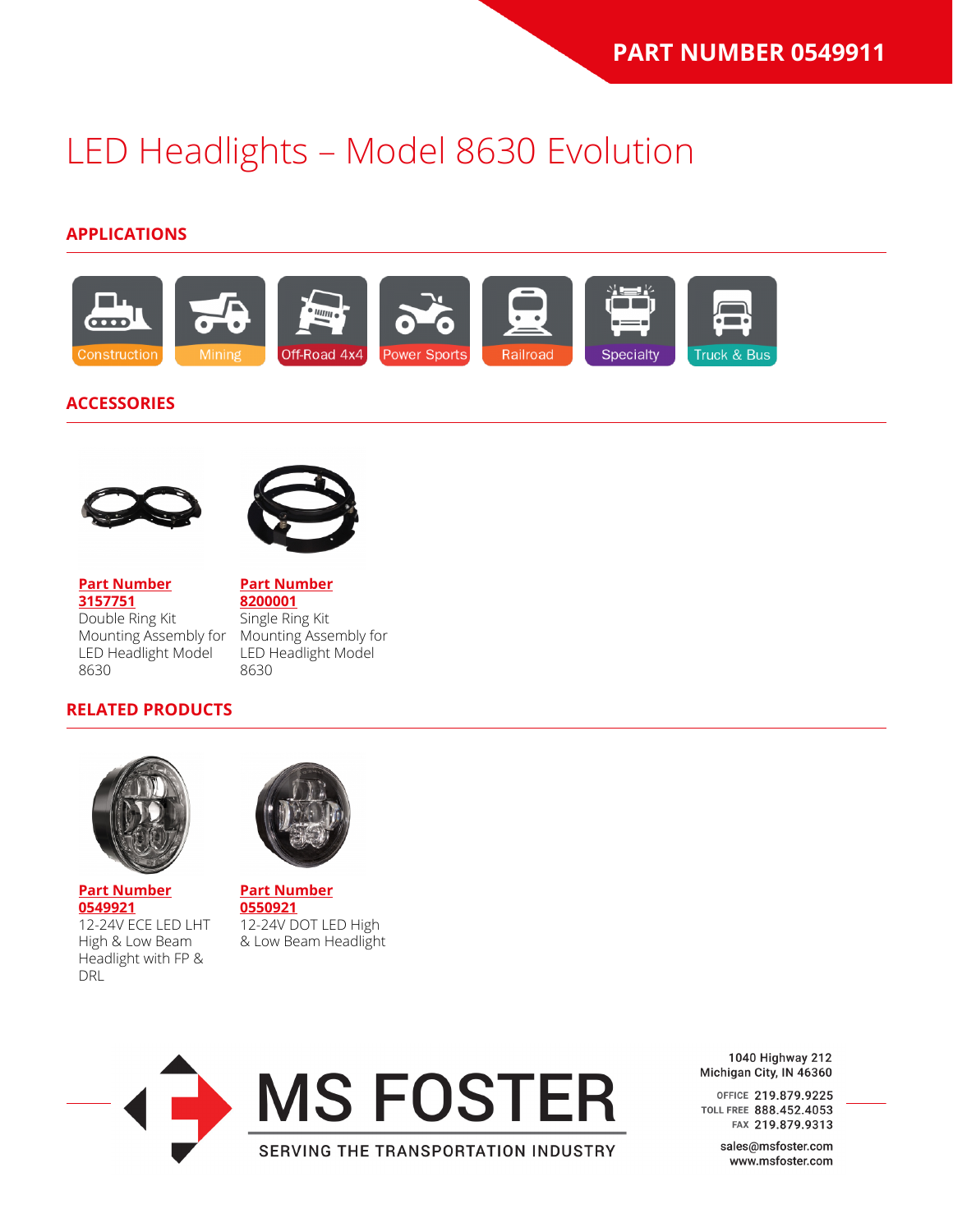PART NUMBER 0549911

# LED Headlights – Model 8630 Evolution

## APPLICATIONS

Construction
Mining
Off-Road 4x4
Power Sports
Railroad
Specialty
Truck & Bus

## ACCESSORIES

**Part Number 3157751**
Double Ring Kit Mounting Assembly for LED Headlight Model 8630

**Part Number 8200001**
Single Ring Kit Mounting Assembly for LED Headlight Model 8630

## RELATED PRODUCTS

**Part Number 0549921**
12-24V ECE LED LHT High & Low Beam Headlight with FP & DRL

**Part Number 0550921**
12-24V DOT LED High & Low Beam Headlight

MS FOSTER
SERVING THE TRANSPORTATION INDUSTRY

1040 Highway 212
Michigan City, IN 46360

OFFICE 219.879.9225
TOLL FREE 888.452.4053
FAX 219.879.9313

sales@msfoster.com
www.msfoster.com